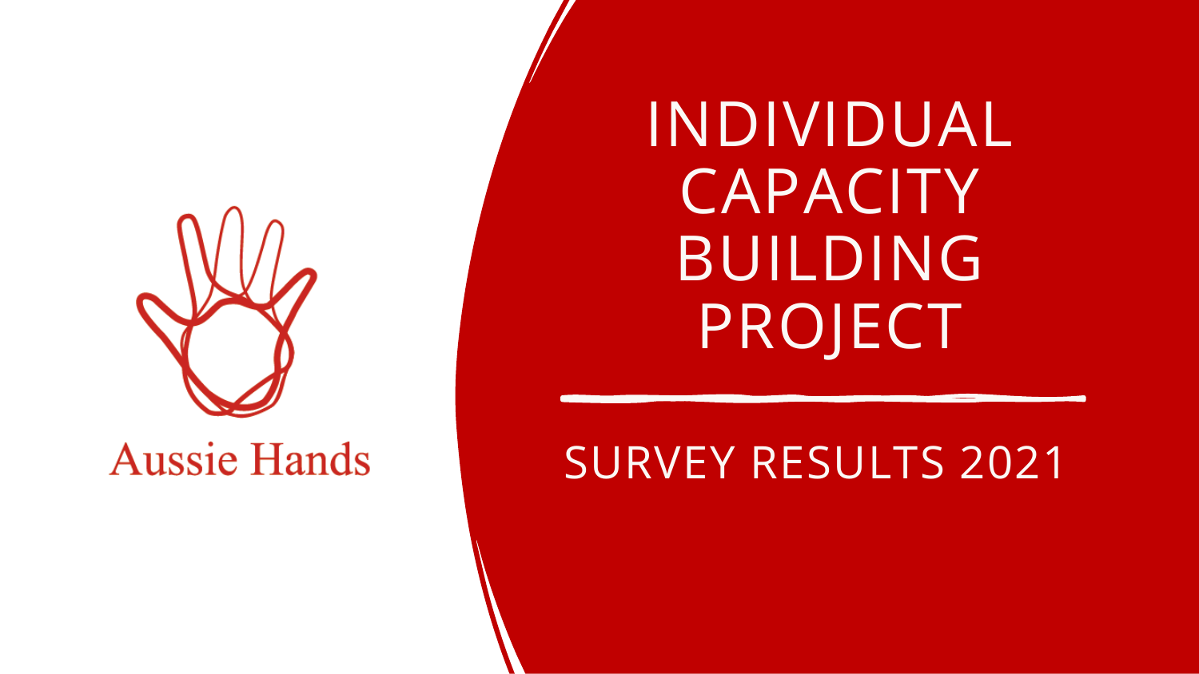Aussie Hands

# INDIVIDUAL CAPACITY BUILDING PROJECT

## SURVEY RESULTS 2021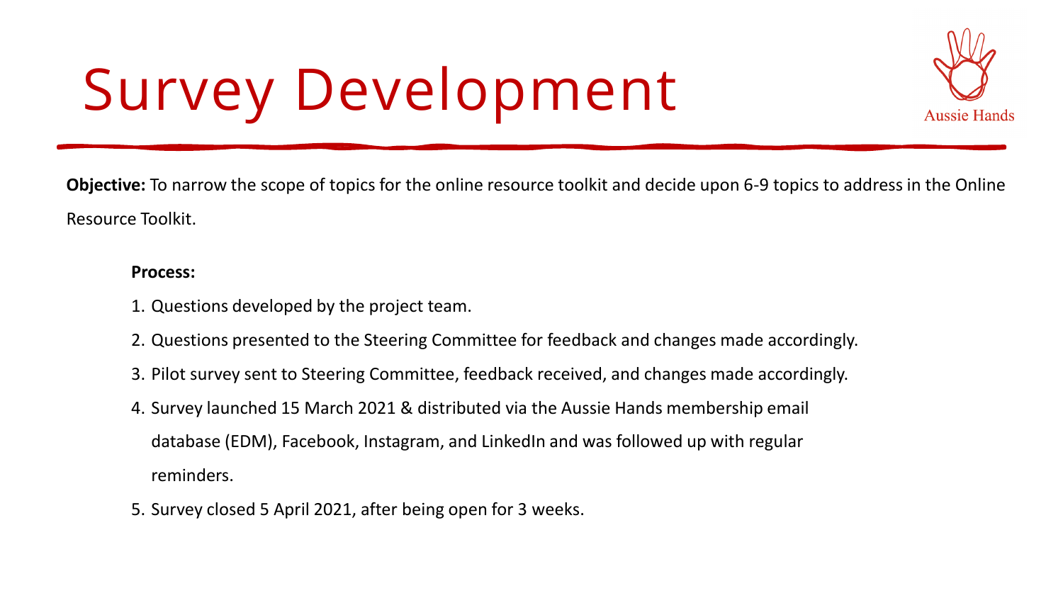# Survey Development

**Objective:** To narrow the scope of topics for the online resource toolkit and decide upon 6-9 topics to address in the Online Resource Toolkit.

**Process:**

1. Questions developed by the project team.
2. Questions presented to the Steering Committee for feedback and changes made accordingly.
3. Pilot survey sent to Steering Committee, feedback received, and changes made accordingly.
4. Survey launched 15 March 2021 & distributed via the Aussie Hands membership email database (EDM), Facebook, Instagram, and LinkedIn and was followed up with regular reminders.
5. Survey closed 5 April 2021, after being open for 3 weeks.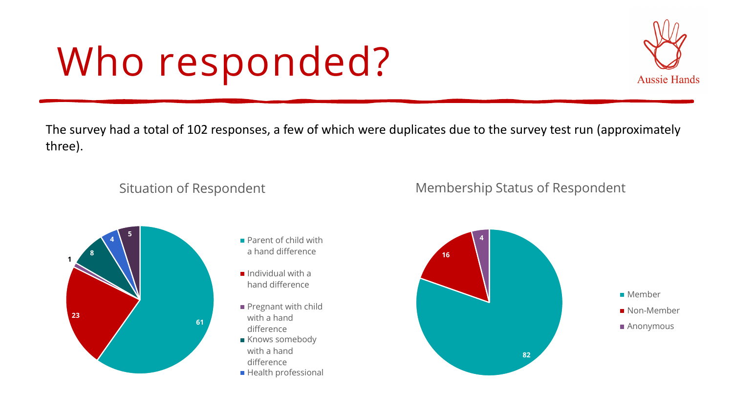# Who responded?

Aussie Hands

The survey had a total of 102 responses, a few of which were duplicates due to the survey test run (approximately three).

## Situation of Respondent

| Situation | Count |
|---|---|
| Parent of child with a hand difference | 61 |
| Individual with a hand difference | 23 |
| Pregnant with child with a hand difference | 1 |
| Knows somebody with a hand difference | 8 |
| Health professional | 4 |
| (unlabelled) | 5 |

## Membership Status of Respondent

| Status | Count |
|---|---|
| Member | 82 |
| Non-Member | 16 |
| Anonymous | 4 |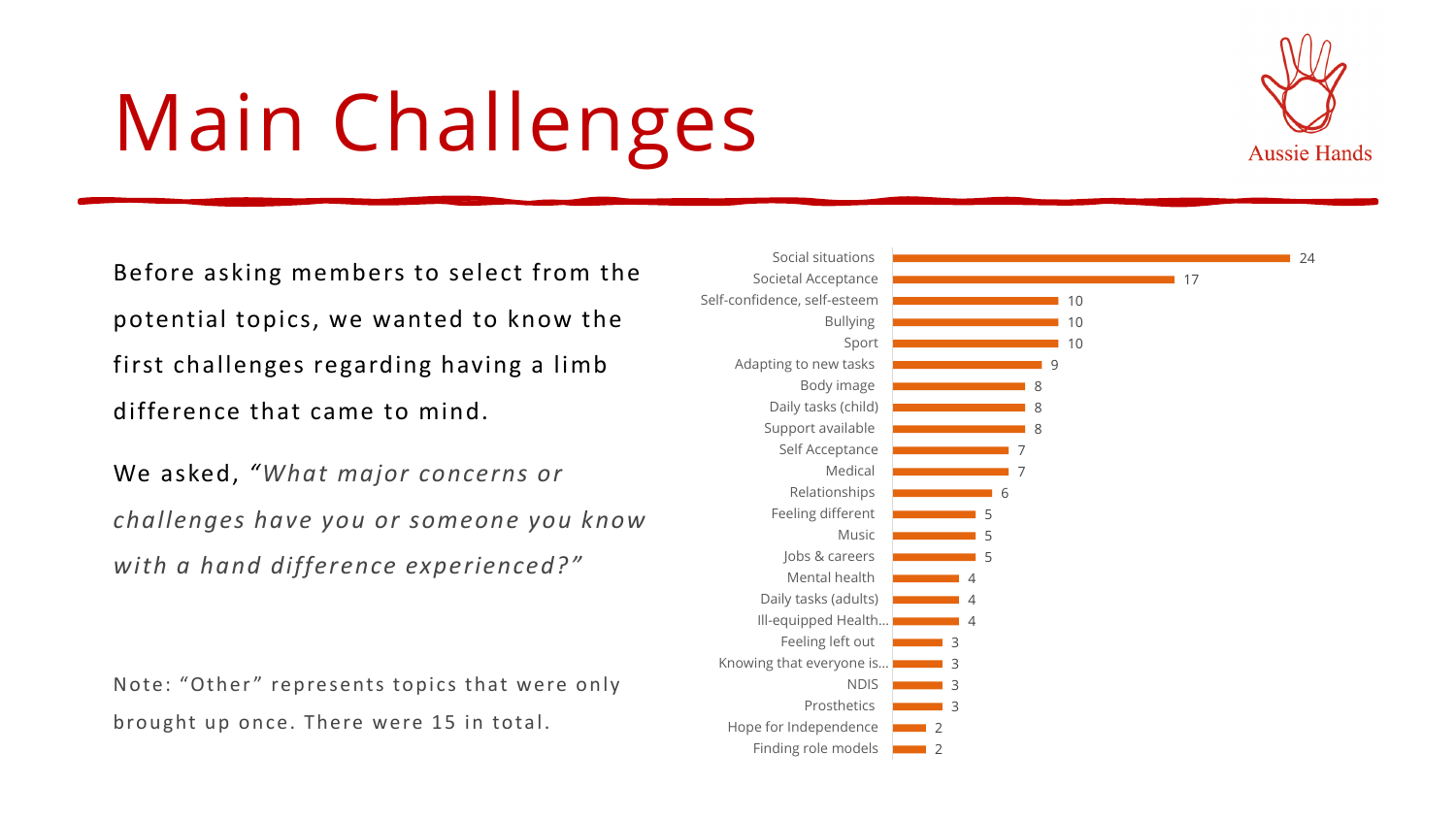# Main Challenges

Before asking members to select from the potential topics, we wanted to know the first challenges regarding having a limb difference that came to mind.

We asked, *"What major concerns or challenges have you or someone you know with a hand difference experienced?"*

Note: "Other" represents topics that were only brought up once. There were 15 in total.

| Challenge | Count |
| --- | --- |
| Social situations | 24 |
| Societal Acceptance | 17 |
| Self-confidence, self-esteem | 10 |
| Bullying | 10 |
| Sport | 10 |
| Adapting to new tasks | 9 |
| Body image | 8 |
| Daily tasks (child) | 8 |
| Support available | 8 |
| Self Acceptance | 7 |
| Medical | 7 |
| Relationships | 6 |
| Feeling different | 5 |
| Music | 5 |
| Jobs & careers | 5 |
| Mental health | 4 |
| Daily tasks (adults) | 4 |
| Ill-equipped Health... | 4 |
| Feeling left out | 3 |
| Knowing that everyone is... | 3 |
| NDIS | 3 |
| Prosthetics | 3 |
| Hope for Independence | 2 |
| Finding role models | 2 |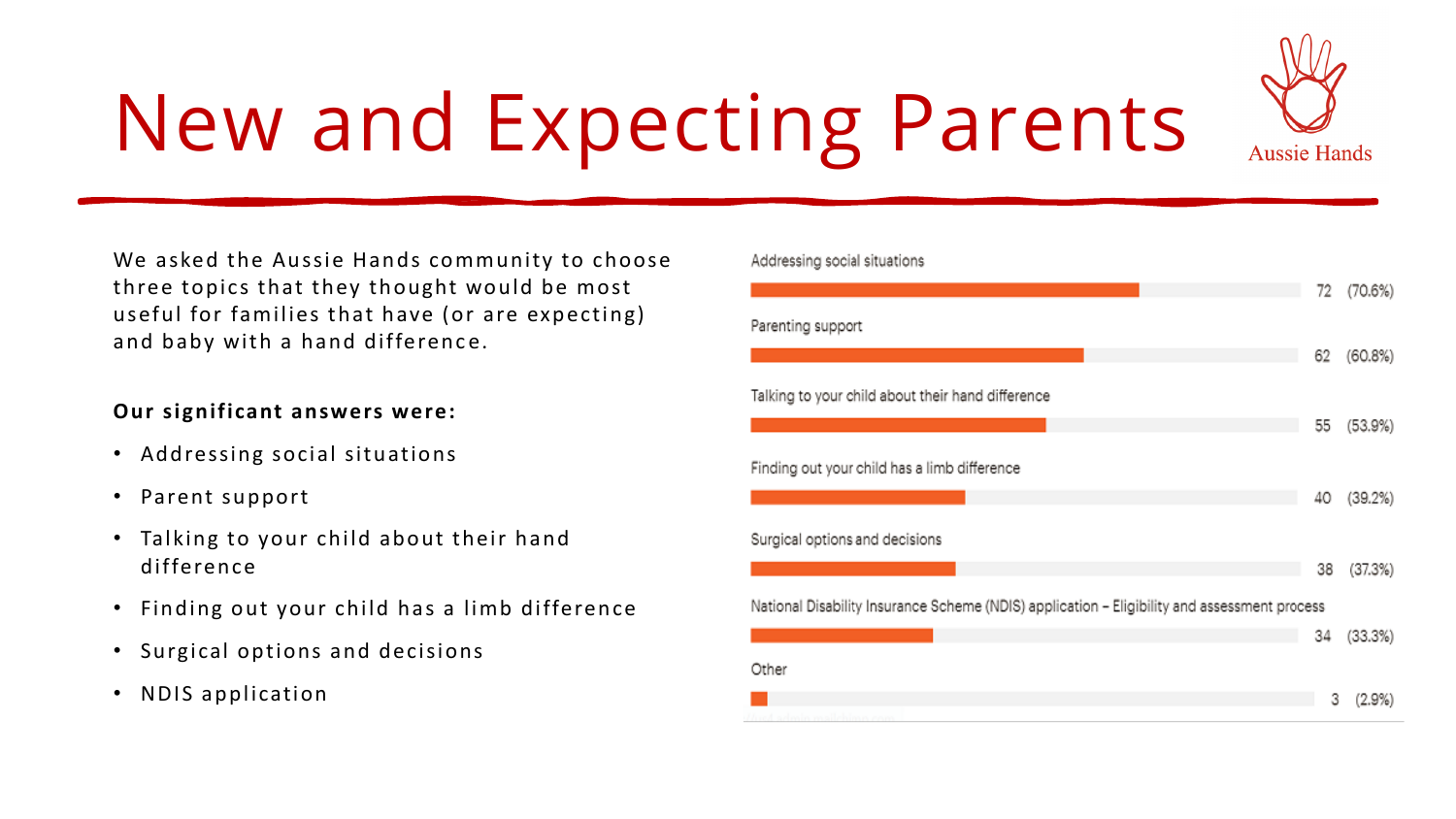# New and Expecting Parents

Aussie Hands

We asked the Aussie Hands community to choose three topics that they thought would be most useful for families that have (or are expecting) and baby with a hand difference.

**Our significant answers were:**

- Addressing social situations
- Parent support
- Talking to your child about their hand difference
- Finding out your child has a limb difference
- Surgical options and decisions
- NDIS application

| Topic | Count | Percentage |
|---|---|---|
| Addressing social situations | 72 | (70.6%) |
| Parenting support | 62 | (60.8%) |
| Talking to your child about their hand difference | 55 | (53.9%) |
| Finding out your child has a limb difference | 40 | (39.2%) |
| Surgical options and decisions | 38 | (37.3%) |
| National Disability Insurance Scheme (NDIS) application – Eligibility and assessment process | 34 | (33.3%) |
| Other | 3 | (2.9%) |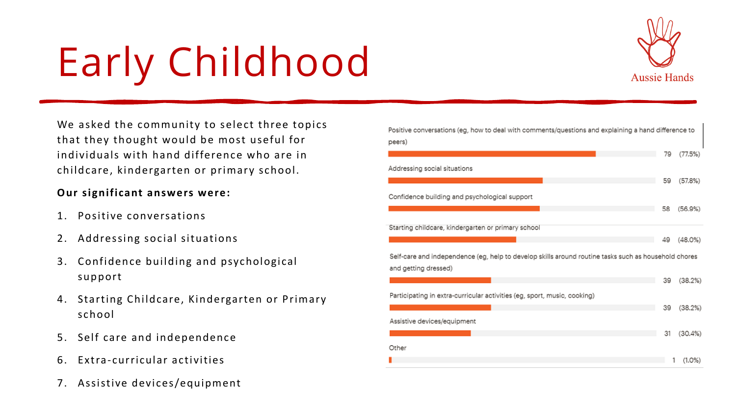# Early Childhood

Aussie Hands

We asked the community to select three topics that they thought would be most useful for individuals with hand difference who are in childcare, kindergarten or primary school.

**Our significant answers were:**

1. Positive conversations
2. Addressing social situations
3. Confidence building and psychological support
4. Starting Childcare, Kindergarten or Primary school
5. Self care and independence
6. Extra-curricular activities
7. Assistive devices/equipment

| Topic | Responses | Percentage |
|---|---|---|
| Positive conversations (eg, how to deal with comments/questions and explaining a hand difference to peers) | 79 | (77.5%) |
| Addressing social situations | 59 | (57.8%) |
| Confidence building and psychological support | 58 | (56.9%) |
| Starting childcare, kindergarten or primary school | 49 | (48.0%) |
| Self-care and independence (eg, help to develop skills around routine tasks such as household chores and getting dressed) | 39 | (38.2%) |
| Participating in extra-curricular activities (eg, sport, music, cooking) | 39 | (38.2%) |
| Assistive devices/equipment | 31 | (30.4%) |
| Other | 1 | (1.0%) |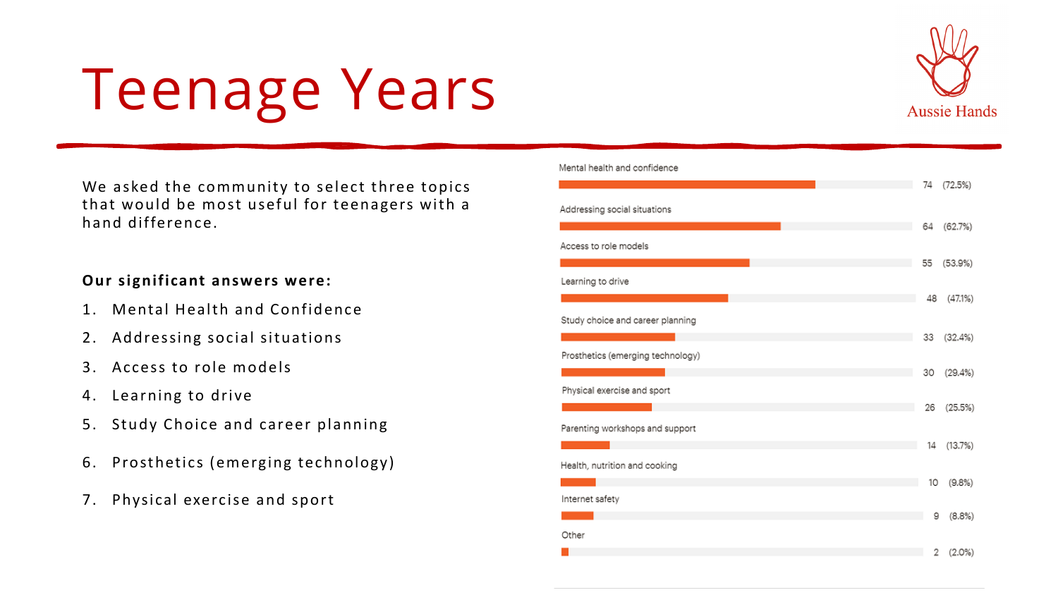# Teenage Years

Aussie Hands

We asked the community to select three topics that would be most useful for teenagers with a hand difference.

**Our significant answers were:**

1. Mental Health and Confidence
2. Addressing social situations
3. Access to role models
4. Learning to drive
5. Study Choice and career planning
6. Prosthetics (emerging technology)
7. Physical exercise and sport

| Topic | Responses | Percentage |
| --- | --- | --- |
| Mental health and confidence | 74 | (72.5%) |
| Addressing social situations | 64 | (62.7%) |
| Access to role models | 55 | (53.9%) |
| Learning to drive | 48 | (47.1%) |
| Study choice and career planning | 33 | (32.4%) |
| Prosthetics (emerging technology) | 30 | (29.4%) |
| Physical exercise and sport | 26 | (25.5%) |
| Parenting workshops and support | 14 | (13.7%) |
| Health, nutrition and cooking | 10 | (9.8%) |
| Internet safety | 9 | (8.8%) |
| Other | 2 | (2.0%) |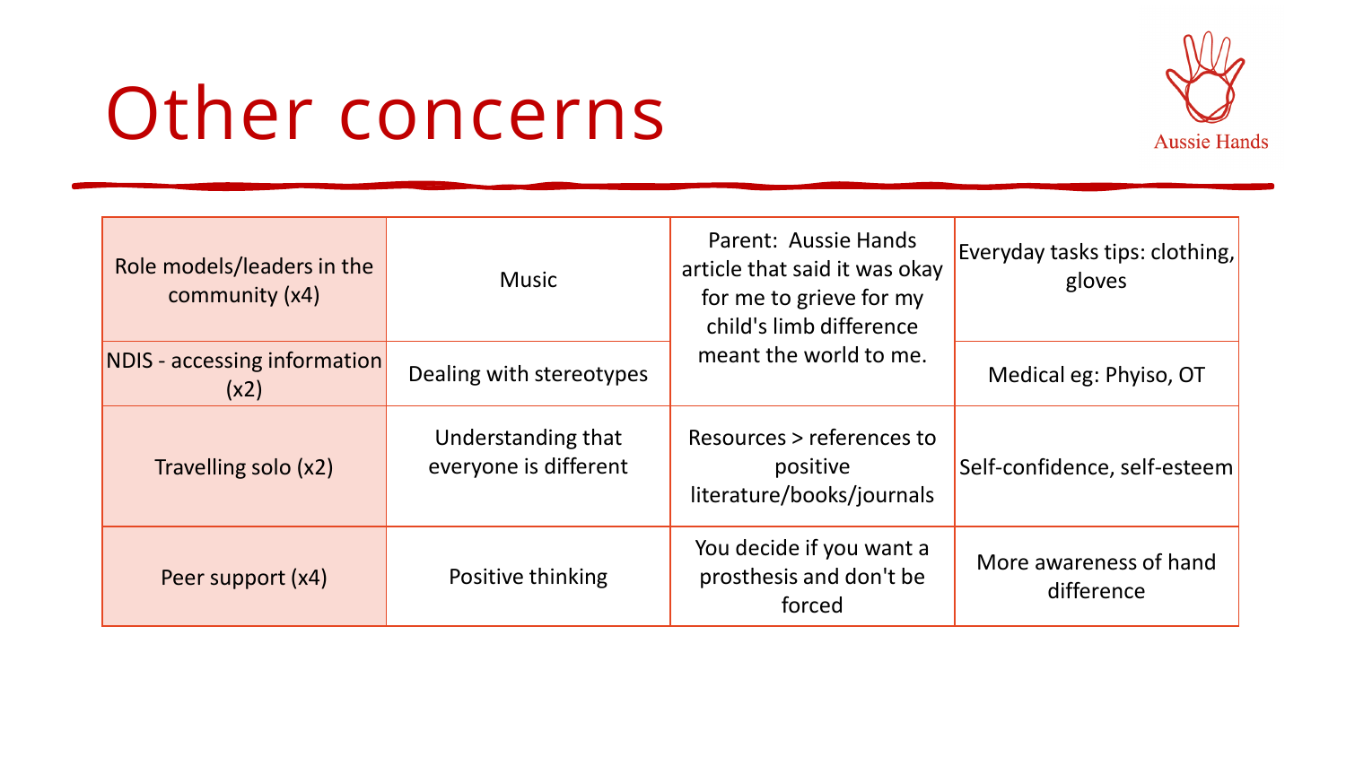# Other concerns

| | | | |
|---|---|---|---|
| Role models/leaders in the community (x4) | Music | Parent: Aussie Hands article that said it was okay for me to grieve for my child's limb difference meant the world to me. | Everyday tasks tips: clothing, gloves |
| NDIS - accessing information (x2) | Dealing with stereotypes | | Medical eg: Phyiso, OT |
| Travelling solo (x2) | Understanding that everyone is different | Resources > references to positive literature/books/journals | Self-confidence, self-esteem |
| Peer support (x4) | Positive thinking | You decide if you want a prosthesis and don't be forced | More awareness of hand difference |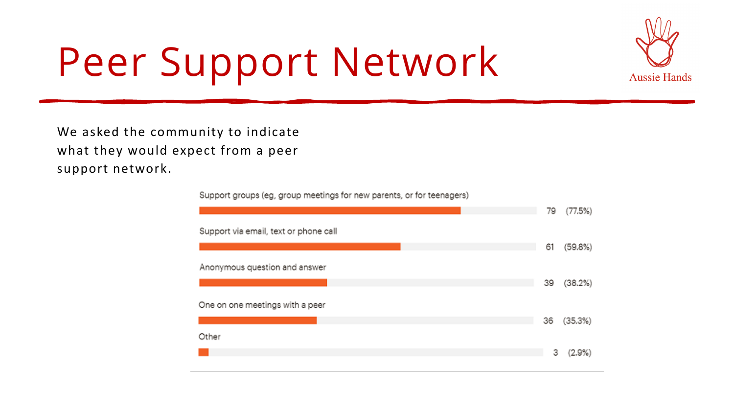# Peer Support Network

Aussie Hands

We asked the community to indicate what they would expect from a peer support network.

| Response | Count | Percentage |
|---|---|---|
| Support groups (eg, group meetings for new parents, or for teenagers) | 79 | (77.5%) |
| Support via email, text or phone call | 61 | (59.8%) |
| Anonymous question and answer | 39 | (38.2%) |
| One on one meetings with a peer | 36 | (35.3%) |
| Other | 3 | (2.9%) |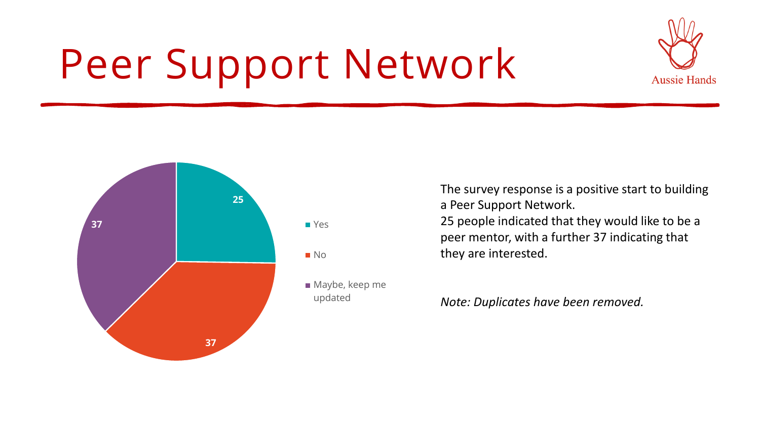# Peer Support Network

Aussie Hands

| Response | Count |
| --- | --- |
| Yes | 25 |
| No | 37 |
| Maybe, keep me updated | 37 |

The survey response is a positive start to building a Peer Support Network.
25 people indicated that they would like to be a peer mentor, with a further 37 indicating that they are interested.

*Note: Duplicates have been removed.*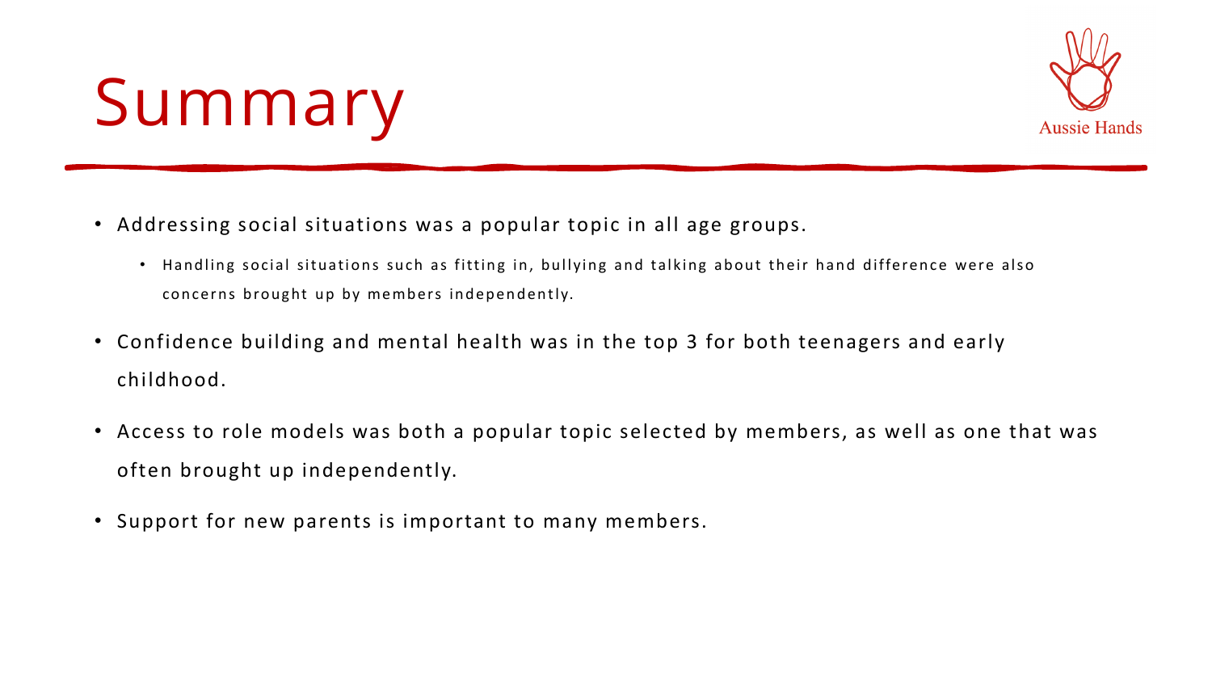# Summary

- Addressing social situations was a popular topic in all age groups.
  - Handling social situations such as fitting in, bullying and talking about their hand difference were also concerns brought up by members independently.
- Confidence building and mental health was in the top 3 for both teenagers and early childhood.
- Access to role models was both a popular topic selected by members, as well as one that was often brought up independently.
- Support for new parents is important to many members.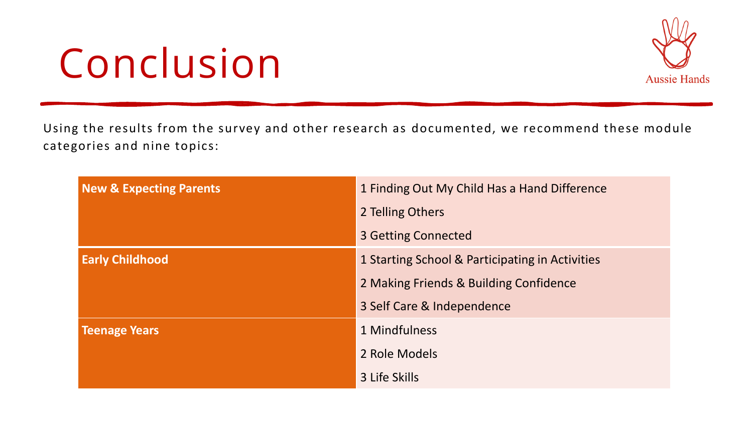# Conclusion

Aussie Hands

Using the results from the survey and other research as documented, we recommend these module categories and nine topics:

| Category | Topics |
|---|---|
| **New & Expecting Parents** | 1 Finding Out My Child Has a Hand Difference |
| | 2 Telling Others |
| | 3 Getting Connected |
| **Early Childhood** | 1 Starting School & Participating in Activities |
| | 2 Making Friends & Building Confidence |
| | 3 Self Care & Independence |
| **Teenage Years** | 1 Mindfulness |
| | 2 Role Models |
| | 3 Life Skills |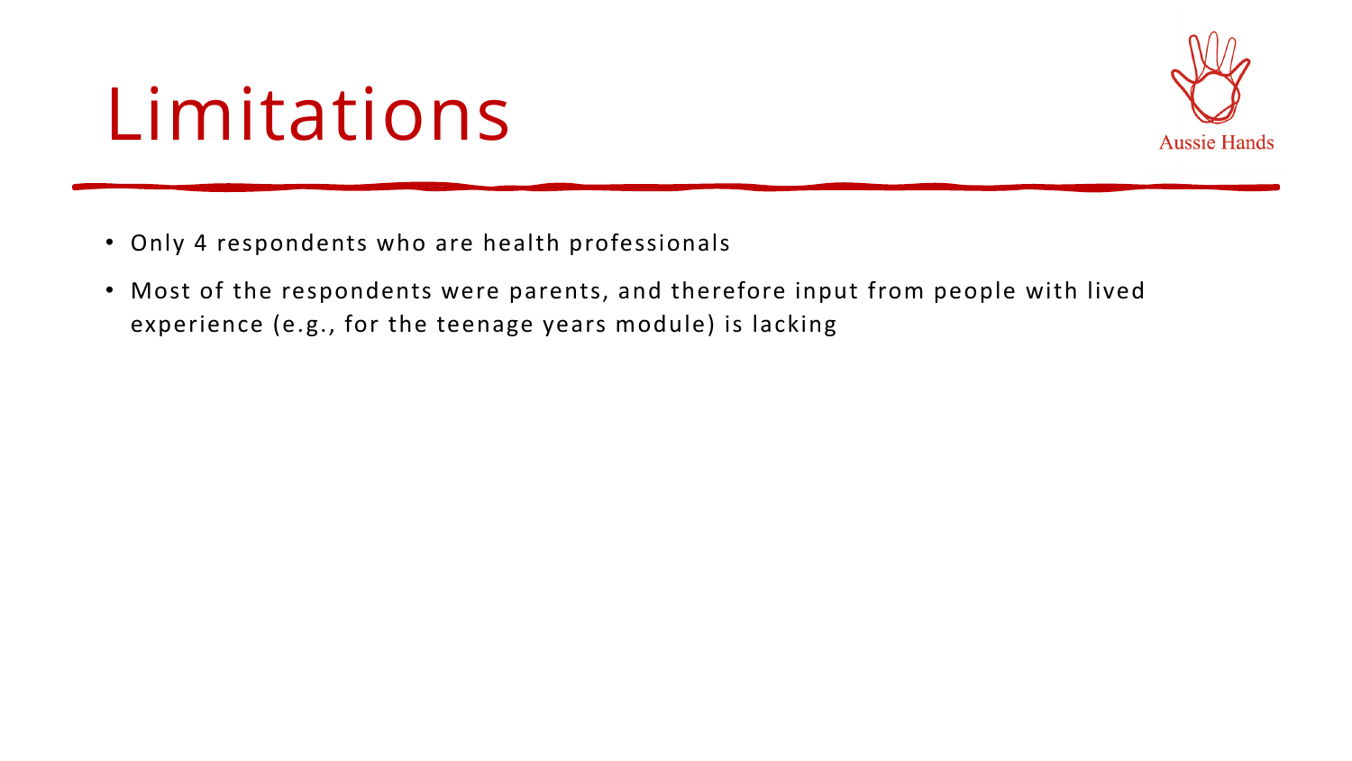# Limitations

Aussie Hands

- Only 4 respondents who are health professionals
- Most of the respondents were parents, and therefore input from people with lived experience (e.g., for the teenage years module) is lacking